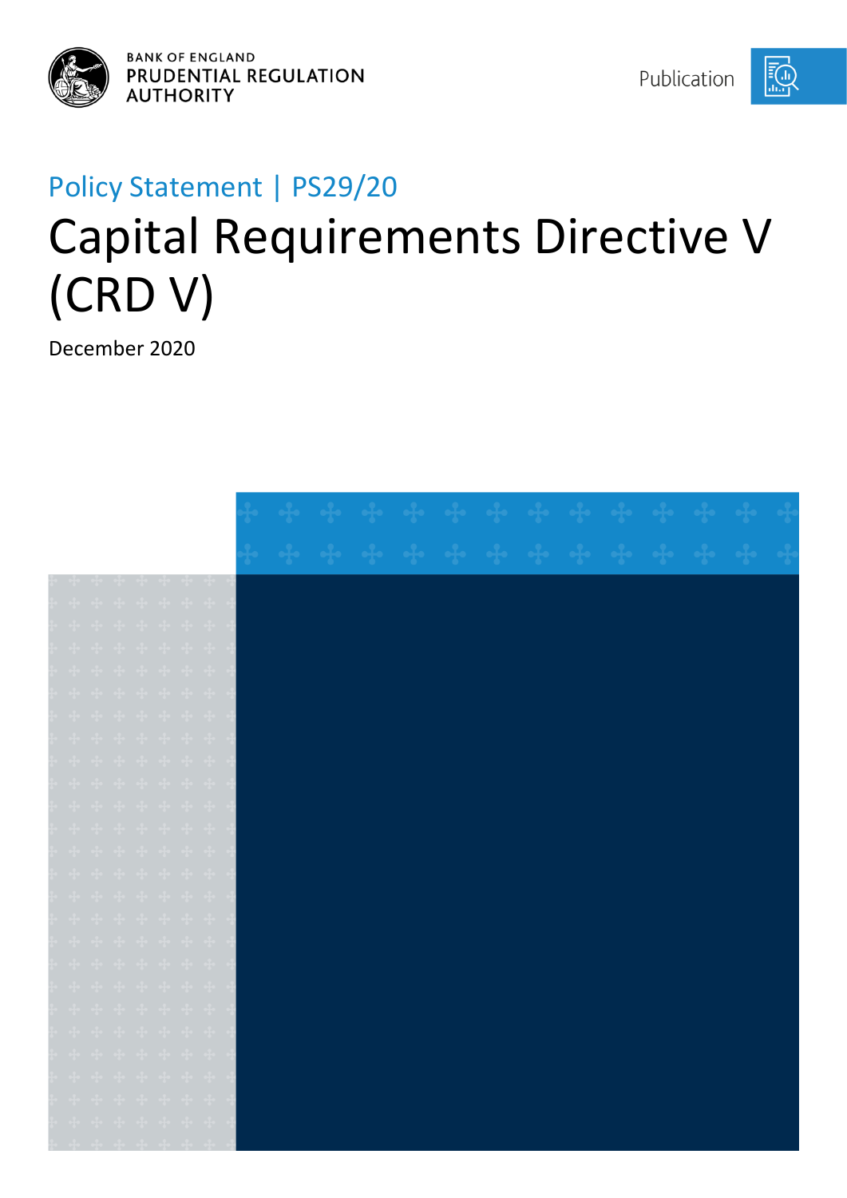BANK OF ENGLAND
PRUDENTIAL REGULATION
AUTHORITY

Publication

Policy Statement | PS29/20

# Capital Requirements Directive V (CRD V)

December 2020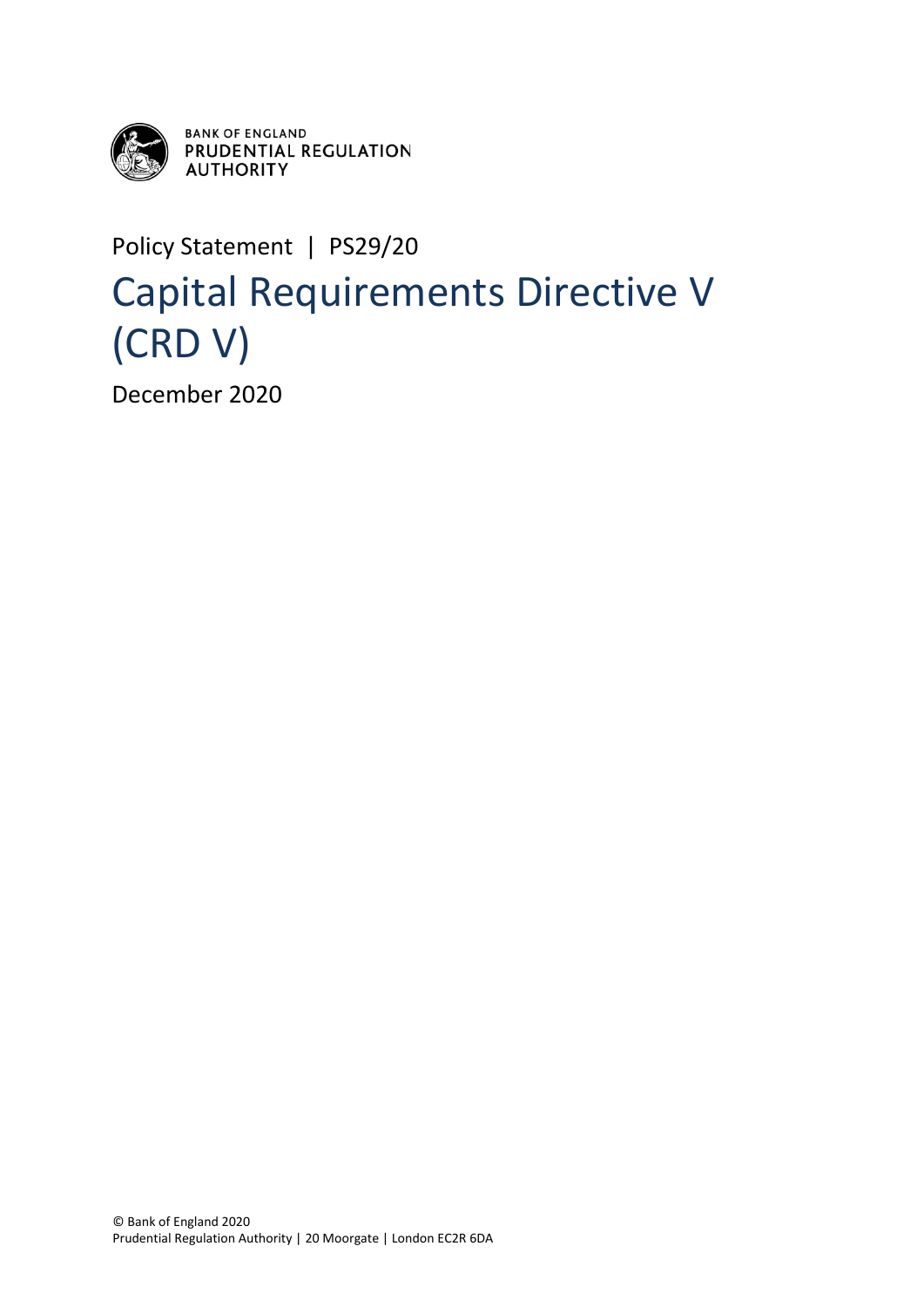BANK OF ENGLAND
PRUDENTIAL REGULATION
AUTHORITY

Policy Statement | PS29/20

# Capital Requirements Directive V (CRD V)

December 2020

© Bank of England 2020
Prudential Regulation Authority | 20 Moorgate | London EC2R 6DA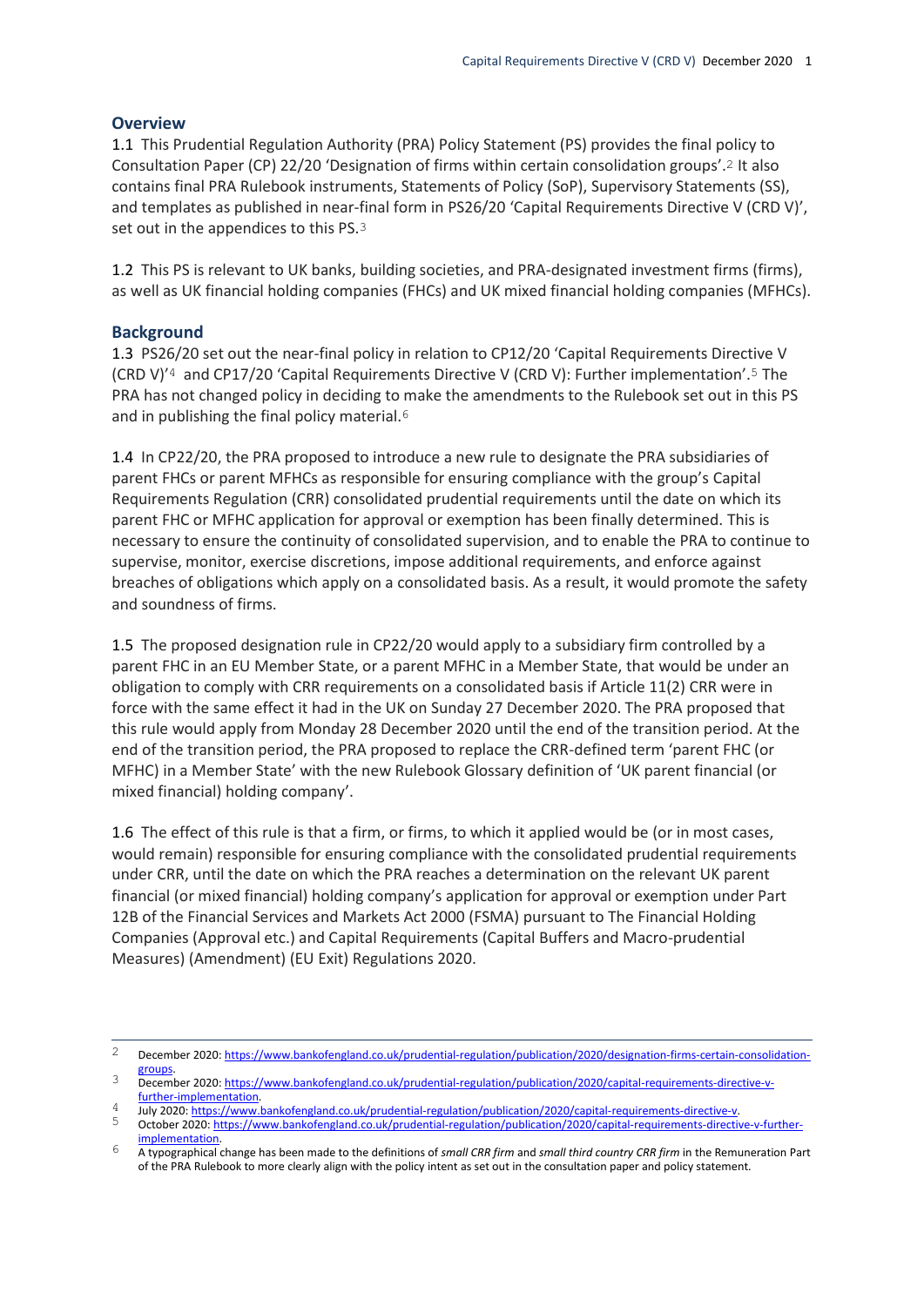## Overview

1.1 This Prudential Regulation Authority (PRA) Policy Statement (PS) provides the final policy to Consultation Paper (CP) 22/20 'Designation of firms within certain consolidation groups'.[2] It also contains final PRA Rulebook instruments, Statements of Policy (SoP), Supervisory Statements (SS), and templates as published in near-final form in PS26/20 'Capital Requirements Directive V (CRD V)', set out in the appendices to this PS.[3]

1.2 This PS is relevant to UK banks, building societies, and PRA-designated investment firms (firms), as well as UK financial holding companies (FHCs) and UK mixed financial holding companies (MFHCs).

## Background

1.3 PS26/20 set out the near-final policy in relation to CP12/20 'Capital Requirements Directive V (CRD V)'[4] and CP17/20 'Capital Requirements Directive V (CRD V): Further implementation'.[5] The PRA has not changed policy in deciding to make the amendments to the Rulebook set out in this PS and in publishing the final policy material.[6]

1.4 In CP22/20, the PRA proposed to introduce a new rule to designate the PRA subsidiaries of parent FHCs or parent MFHCs as responsible for ensuring compliance with the group's Capital Requirements Regulation (CRR) consolidated prudential requirements until the date on which its parent FHC or MFHC application for approval or exemption has been finally determined. This is necessary to ensure the continuity of consolidated supervision, and to enable the PRA to continue to supervise, monitor, exercise discretions, impose additional requirements, and enforce against breaches of obligations which apply on a consolidated basis. As a result, it would promote the safety and soundness of firms.

1.5 The proposed designation rule in CP22/20 would apply to a subsidiary firm controlled by a parent FHC in an EU Member State, or a parent MFHC in a Member State, that would be under an obligation to comply with CRR requirements on a consolidated basis if Article 11(2) CRR were in force with the same effect it had in the UK on Sunday 27 December 2020. The PRA proposed that this rule would apply from Monday 28 December 2020 until the end of the transition period. At the end of the transition period, the PRA proposed to replace the CRR-defined term 'parent FHC (or MFHC) in a Member State' with the new Rulebook Glossary definition of 'UK parent financial (or mixed financial) holding company'.

1.6 The effect of this rule is that a firm, or firms, to which it applied would be (or in most cases, would remain) responsible for ensuring compliance with the consolidated prudential requirements under CRR, until the date on which the PRA reaches a determination on the relevant UK parent financial (or mixed financial) holding company's application for approval or exemption under Part 12B of the Financial Services and Markets Act 2000 (FSMA) pursuant to The Financial Holding Companies (Approval etc.) and Capital Requirements (Capital Buffers and Macro-prudential Measures) (Amendment) (EU Exit) Regulations 2020.

---

[2] December 2020: https://www.bankofengland.co.uk/prudential-regulation/publication/2020/designation-firms-certain-consolidation-groups.

[3] December 2020: https://www.bankofengland.co.uk/prudential-regulation/publication/2020/capital-requirements-directive-v-further-implementation.

[4] July 2020: https://www.bankofengland.co.uk/prudential-regulation/publication/2020/capital-requirements-directive-v.

[5] October 2020: https://www.bankofengland.co.uk/prudential-regulation/publication/2020/capital-requirements-directive-v-further-implementation.

[6] A typographical change has been made to the definitions of *small CRR firm* and *small third country CRR firm* in the Remuneration Part of the PRA Rulebook to more clearly align with the policy intent as set out in the consultation paper and policy statement.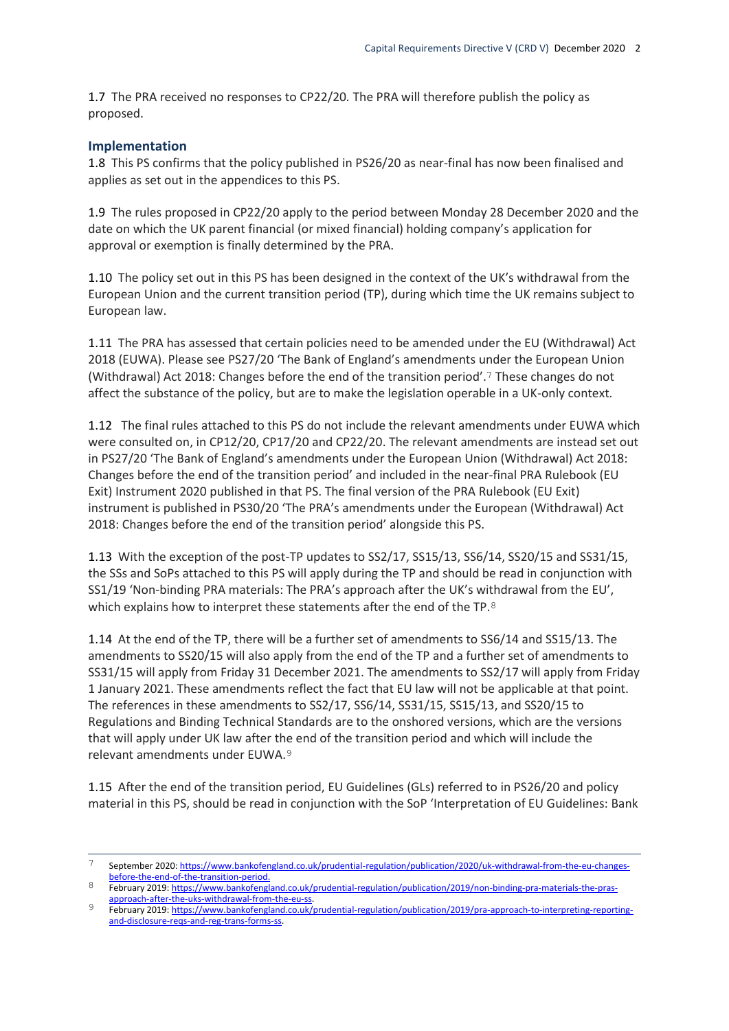1.7 The PRA received no responses to CP22/20. The PRA will therefore publish the policy as proposed.

## Implementation

1.8 This PS confirms that the policy published in PS26/20 as near-final has now been finalised and applies as set out in the appendices to this PS.

1.9 The rules proposed in CP22/20 apply to the period between Monday 28 December 2020 and the date on which the UK parent financial (or mixed financial) holding company's application for approval or exemption is finally determined by the PRA.

1.10 The policy set out in this PS has been designed in the context of the UK's withdrawal from the European Union and the current transition period (TP), during which time the UK remains subject to European law.

1.11 The PRA has assessed that certain policies need to be amended under the EU (Withdrawal) Act 2018 (EUWA). Please see PS27/20 'The Bank of England's amendments under the European Union (Withdrawal) Act 2018: Changes before the end of the transition period'.[7] These changes do not affect the substance of the policy, but are to make the legislation operable in a UK-only context.

1.12 The final rules attached to this PS do not include the relevant amendments under EUWA which were consulted on, in CP12/20, CP17/20 and CP22/20. The relevant amendments are instead set out in PS27/20 'The Bank of England's amendments under the European Union (Withdrawal) Act 2018: Changes before the end of the transition period' and included in the near-final PRA Rulebook (EU Exit) Instrument 2020 published in that PS. The final version of the PRA Rulebook (EU Exit) instrument is published in PS30/20 'The PRA's amendments under the European (Withdrawal) Act 2018: Changes before the end of the transition period' alongside this PS.

1.13 With the exception of the post-TP updates to SS2/17, SS15/13, SS6/14, SS20/15 and SS31/15, the SSs and SoPs attached to this PS will apply during the TP and should be read in conjunction with SS1/19 'Non-binding PRA materials: The PRA's approach after the UK's withdrawal from the EU', which explains how to interpret these statements after the end of the TP.[8]

1.14 At the end of the TP, there will be a further set of amendments to SS6/14 and SS15/13. The amendments to SS20/15 will also apply from the end of the TP and a further set of amendments to SS31/15 will apply from Friday 31 December 2021. The amendments to SS2/17 will apply from Friday 1 January 2021. These amendments reflect the fact that EU law will not be applicable at that point. The references in these amendments to SS2/17, SS6/14, SS31/15, SS15/13, and SS20/15 to Regulations and Binding Technical Standards are to the onshored versions, which are the versions that will apply under UK law after the end of the transition period and which will include the relevant amendments under EUWA.[9]

1.15 After the end of the transition period, EU Guidelines (GLs) referred to in PS26/20 and policy material in this PS, should be read in conjunction with the SoP 'Interpretation of EU Guidelines: Bank

---

[7] September 2020: https://www.bankofengland.co.uk/prudential-regulation/publication/2020/uk-withdrawal-from-the-eu-changes-before-the-end-of-the-transition-period.

[8] February 2019: https://www.bankofengland.co.uk/prudential-regulation/publication/2019/non-binding-pra-materials-the-pras-approach-after-the-uks-withdrawal-from-the-eu-ss.

[9] February 2019: https://www.bankofengland.co.uk/prudential-regulation/publication/2019/pra-approach-to-interpreting-reporting-and-disclosure-reqs-and-reg-trans-forms-ss.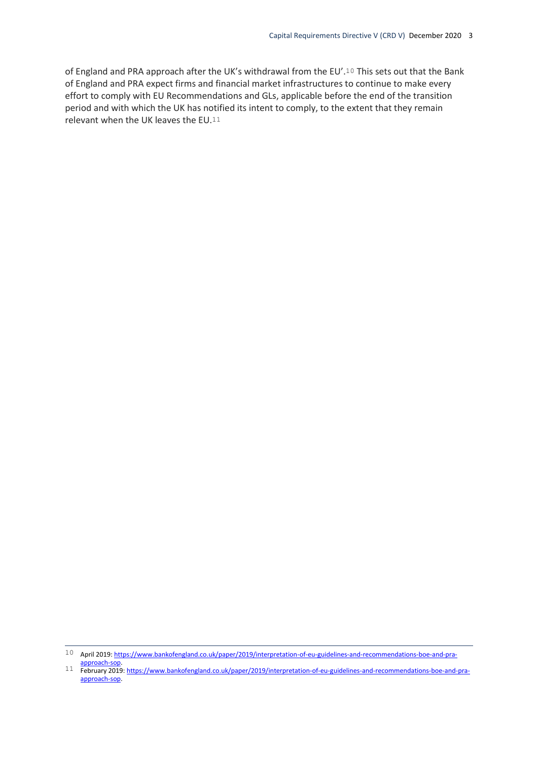of England and PRA approach after the UK's withdrawal from the EU'.[10] This sets out that the Bank of England and PRA expect firms and financial market infrastructures to continue to make every effort to comply with EU Recommendations and GLs, applicable before the end of the transition period and with which the UK has notified its intent to comply, to the extent that they remain relevant when the UK leaves the EU.[11]

---

[10] April 2019: https://www.bankofengland.co.uk/paper/2019/interpretation-of-eu-guidelines-and-recommendations-boe-and-pra-approach-sop.

[11] February 2019: https://www.bankofengland.co.uk/paper/2019/interpretation-of-eu-guidelines-and-recommendations-boe-and-pra-approach-sop.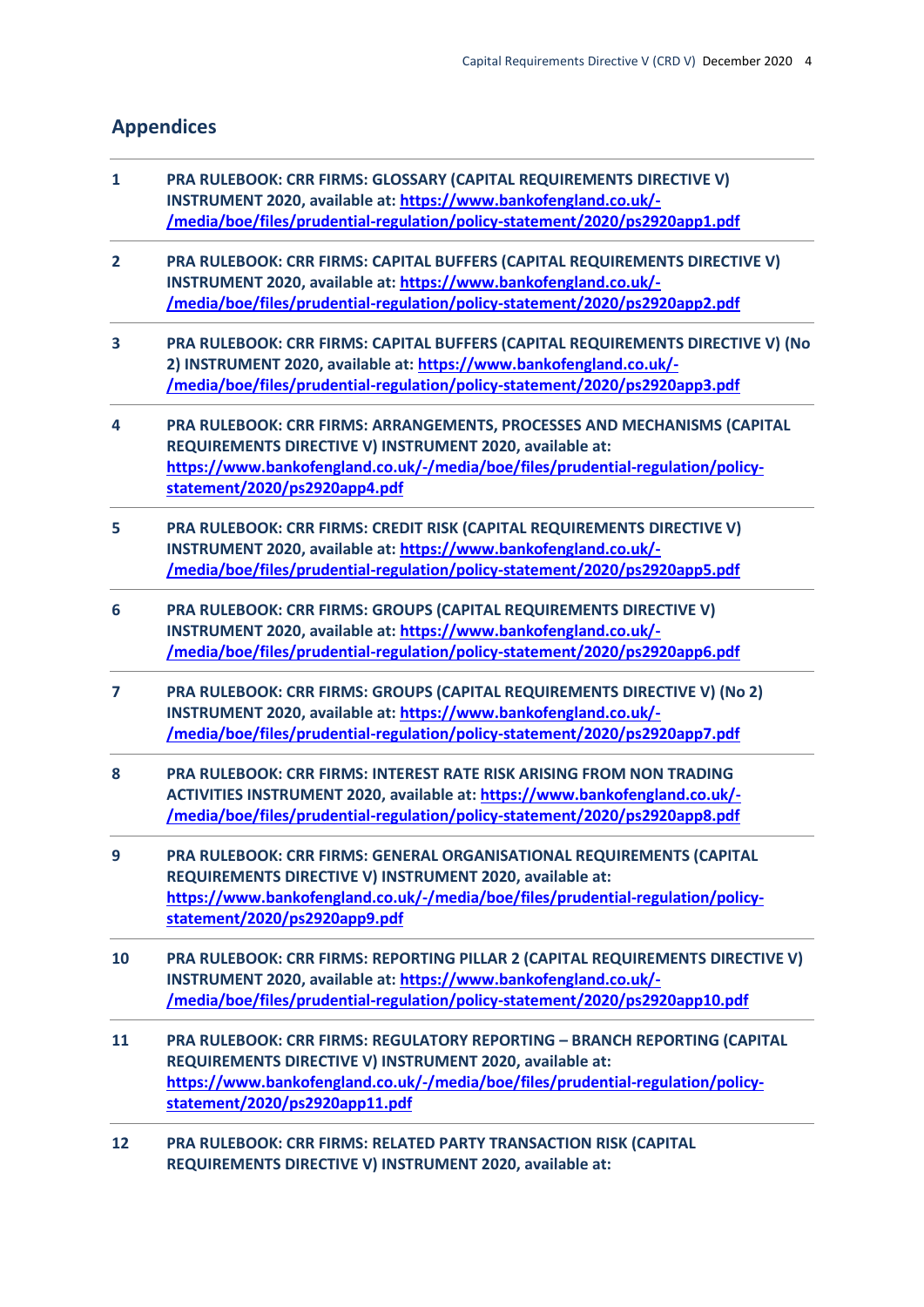## Appendices

1. **PRA RULEBOOK: CRR FIRMS: GLOSSARY (CAPITAL REQUIREMENTS DIRECTIVE V) INSTRUMENT 2020, available at: [https://www.bankofengland.co.uk/-/media/boe/files/prudential-regulation/policy-statement/2020/ps2920app1.pdf](https://www.bankofengland.co.uk/-/media/boe/files/prudential-regulation/policy-statement/2020/ps2920app1.pdf)**

2. **PRA RULEBOOK: CRR FIRMS: CAPITAL BUFFERS (CAPITAL REQUIREMENTS DIRECTIVE V) INSTRUMENT 2020, available at: [https://www.bankofengland.co.uk/-/media/boe/files/prudential-regulation/policy-statement/2020/ps2920app2.pdf](https://www.bankofengland.co.uk/-/media/boe/files/prudential-regulation/policy-statement/2020/ps2920app2.pdf)**

3. **PRA RULEBOOK: CRR FIRMS: CAPITAL BUFFERS (CAPITAL REQUIREMENTS DIRECTIVE V) (No 2) INSTRUMENT 2020, available at: [https://www.bankofengland.co.uk/-/media/boe/files/prudential-regulation/policy-statement/2020/ps2920app3.pdf](https://www.bankofengland.co.uk/-/media/boe/files/prudential-regulation/policy-statement/2020/ps2920app3.pdf)**

4. **PRA RULEBOOK: CRR FIRMS: ARRANGEMENTS, PROCESSES AND MECHANISMS (CAPITAL REQUIREMENTS DIRECTIVE V) INSTRUMENT 2020, available at: [https://www.bankofengland.co.uk/-/media/boe/files/prudential-regulation/policy-statement/2020/ps2920app4.pdf](https://www.bankofengland.co.uk/-/media/boe/files/prudential-regulation/policy-statement/2020/ps2920app4.pdf)**

5. **PRA RULEBOOK: CRR FIRMS: CREDIT RISK (CAPITAL REQUIREMENTS DIRECTIVE V) INSTRUMENT 2020, available at: [https://www.bankofengland.co.uk/-/media/boe/files/prudential-regulation/policy-statement/2020/ps2920app5.pdf](https://www.bankofengland.co.uk/-/media/boe/files/prudential-regulation/policy-statement/2020/ps2920app5.pdf)**

6. **PRA RULEBOOK: CRR FIRMS: GROUPS (CAPITAL REQUIREMENTS DIRECTIVE V) INSTRUMENT 2020, available at: [https://www.bankofengland.co.uk/-/media/boe/files/prudential-regulation/policy-statement/2020/ps2920app6.pdf](https://www.bankofengland.co.uk/-/media/boe/files/prudential-regulation/policy-statement/2020/ps2920app6.pdf)**

7. **PRA RULEBOOK: CRR FIRMS: GROUPS (CAPITAL REQUIREMENTS DIRECTIVE V) (No 2) INSTRUMENT 2020, available at: [https://www.bankofengland.co.uk/-/media/boe/files/prudential-regulation/policy-statement/2020/ps2920app7.pdf](https://www.bankofengland.co.uk/-/media/boe/files/prudential-regulation/policy-statement/2020/ps2920app7.pdf)**

8. **PRA RULEBOOK: CRR FIRMS: INTEREST RATE RISK ARISING FROM NON TRADING ACTIVITIES INSTRUMENT 2020, available at: [https://www.bankofengland.co.uk/-/media/boe/files/prudential-regulation/policy-statement/2020/ps2920app8.pdf](https://www.bankofengland.co.uk/-/media/boe/files/prudential-regulation/policy-statement/2020/ps2920app8.pdf)**

9. **PRA RULEBOOK: CRR FIRMS: GENERAL ORGANISATIONAL REQUIREMENTS (CAPITAL REQUIREMENTS DIRECTIVE V) INSTRUMENT 2020, available at: [https://www.bankofengland.co.uk/-/media/boe/files/prudential-regulation/policy-statement/2020/ps2920app9.pdf](https://www.bankofengland.co.uk/-/media/boe/files/prudential-regulation/policy-statement/2020/ps2920app9.pdf)**

10. **PRA RULEBOOK: CRR FIRMS: REPORTING PILLAR 2 (CAPITAL REQUIREMENTS DIRECTIVE V) INSTRUMENT 2020, available at: [https://www.bankofengland.co.uk/-/media/boe/files/prudential-regulation/policy-statement/2020/ps2920app10.pdf](https://www.bankofengland.co.uk/-/media/boe/files/prudential-regulation/policy-statement/2020/ps2920app10.pdf)**

11. **PRA RULEBOOK: CRR FIRMS: REGULATORY REPORTING – BRANCH REPORTING (CAPITAL REQUIREMENTS DIRECTIVE V) INSTRUMENT 2020, available at: [https://www.bankofengland.co.uk/-/media/boe/files/prudential-regulation/policy-statement/2020/ps2920app11.pdf](https://www.bankofengland.co.uk/-/media/boe/files/prudential-regulation/policy-statement/2020/ps2920app11.pdf)**

12. **PRA RULEBOOK: CRR FIRMS: RELATED PARTY TRANSACTION RISK (CAPITAL REQUIREMENTS DIRECTIVE V) INSTRUMENT 2020, available at:**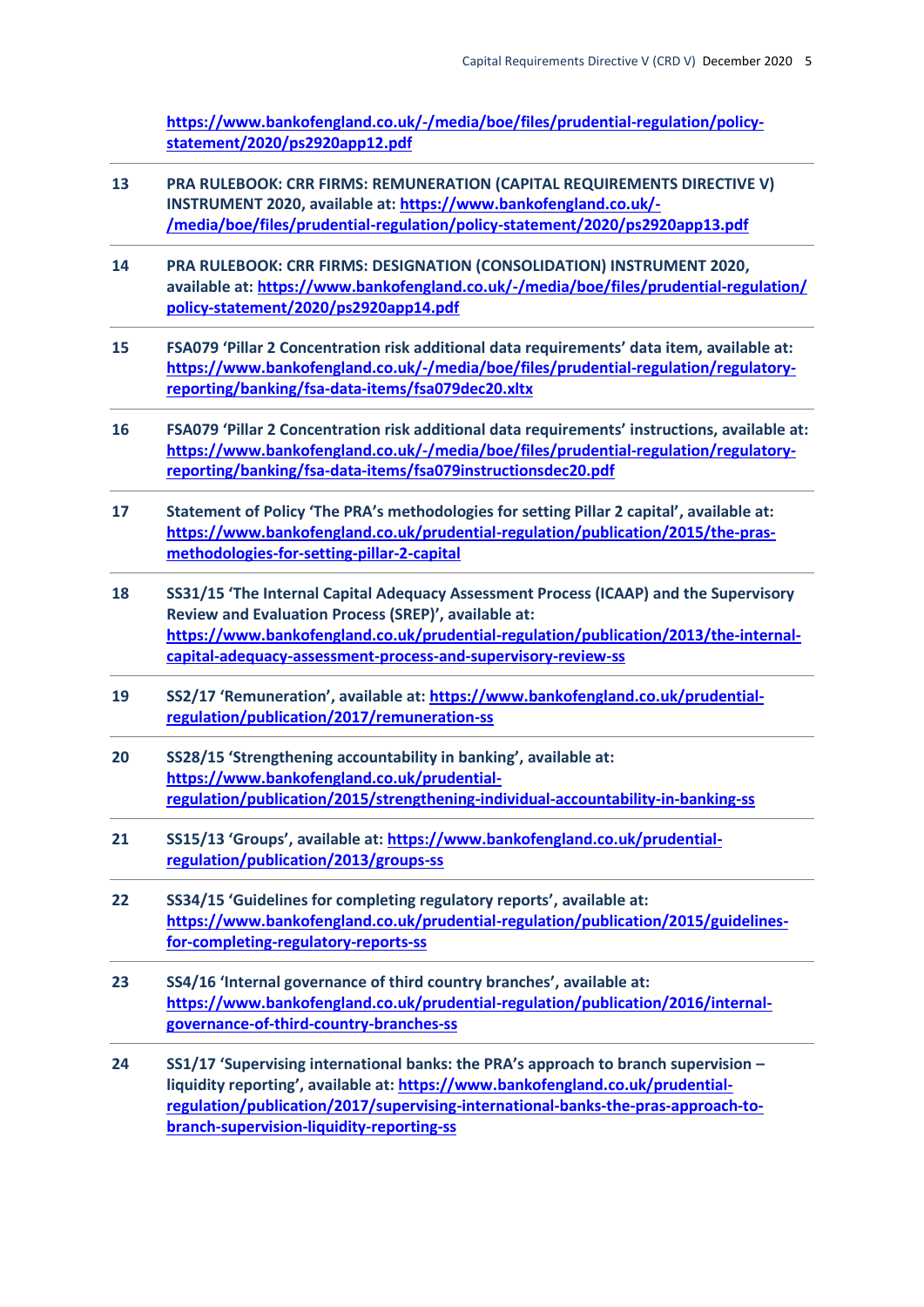**https://www.bankofengland.co.uk/-/media/boe/files/prudential-regulation/policy-statement/2020/ps2920app12.pdf**

---

**13** **PRA RULEBOOK: CRR FIRMS: REMUNERATION (CAPITAL REQUIREMENTS DIRECTIVE V) INSTRUMENT 2020, available at: https://www.bankofengland.co.uk/-/media/boe/files/prudential-regulation/policy-statement/2020/ps2920app13.pdf**

---

**14** **PRA RULEBOOK: CRR FIRMS: DESIGNATION (CONSOLIDATION) INSTRUMENT 2020, available at: https://www.bankofengland.co.uk/-/media/boe/files/prudential-regulation/policy-statement/2020/ps2920app14.pdf**

---

**15** **FSA079 'Pillar 2 Concentration risk additional data requirements' data item, available at: https://www.bankofengland.co.uk/-/media/boe/files/prudential-regulation/regulatory-reporting/banking/fsa-data-items/fsa079dec20.xltx**

---

**16** **FSA079 'Pillar 2 Concentration risk additional data requirements' instructions, available at: https://www.bankofengland.co.uk/-/media/boe/files/prudential-regulation/regulatory-reporting/banking/fsa-data-items/fsa079instructionsdec20.pdf**

---

**17** **Statement of Policy 'The PRA's methodologies for setting Pillar 2 capital', available at: https://www.bankofengland.co.uk/prudential-regulation/publication/2015/the-pras-methodologies-for-setting-pillar-2-capital**

---

**18** **SS31/15 'The Internal Capital Adequacy Assessment Process (ICAAP) and the Supervisory Review and Evaluation Process (SREP)', available at: https://www.bankofengland.co.uk/prudential-regulation/publication/2013/the-internal-capital-adequacy-assessment-process-and-supervisory-review-ss**

---

**19** **SS2/17 'Remuneration', available at: https://www.bankofengland.co.uk/prudential-regulation/publication/2017/remuneration-ss**

---

**20** **SS28/15 'Strengthening accountability in banking', available at: https://www.bankofengland.co.uk/prudential-regulation/publication/2015/strengthening-individual-accountability-in-banking-ss**

---

**21** **SS15/13 'Groups', available at: https://www.bankofengland.co.uk/prudential-regulation/publication/2013/groups-ss**

---

**22** **SS34/15 'Guidelines for completing regulatory reports', available at: https://www.bankofengland.co.uk/prudential-regulation/publication/2015/guidelines-for-completing-regulatory-reports-ss**

---

**23** **SS4/16 'Internal governance of third country branches', available at: https://www.bankofengland.co.uk/prudential-regulation/publication/2016/internal-governance-of-third-country-branches-ss**

---

**24** **SS1/17 'Supervising international banks: the PRA's approach to branch supervision – liquidity reporting', available at: https://www.bankofengland.co.uk/prudential-regulation/publication/2017/supervising-international-banks-the-pras-approach-to-branch-supervision-liquidity-reporting-ss**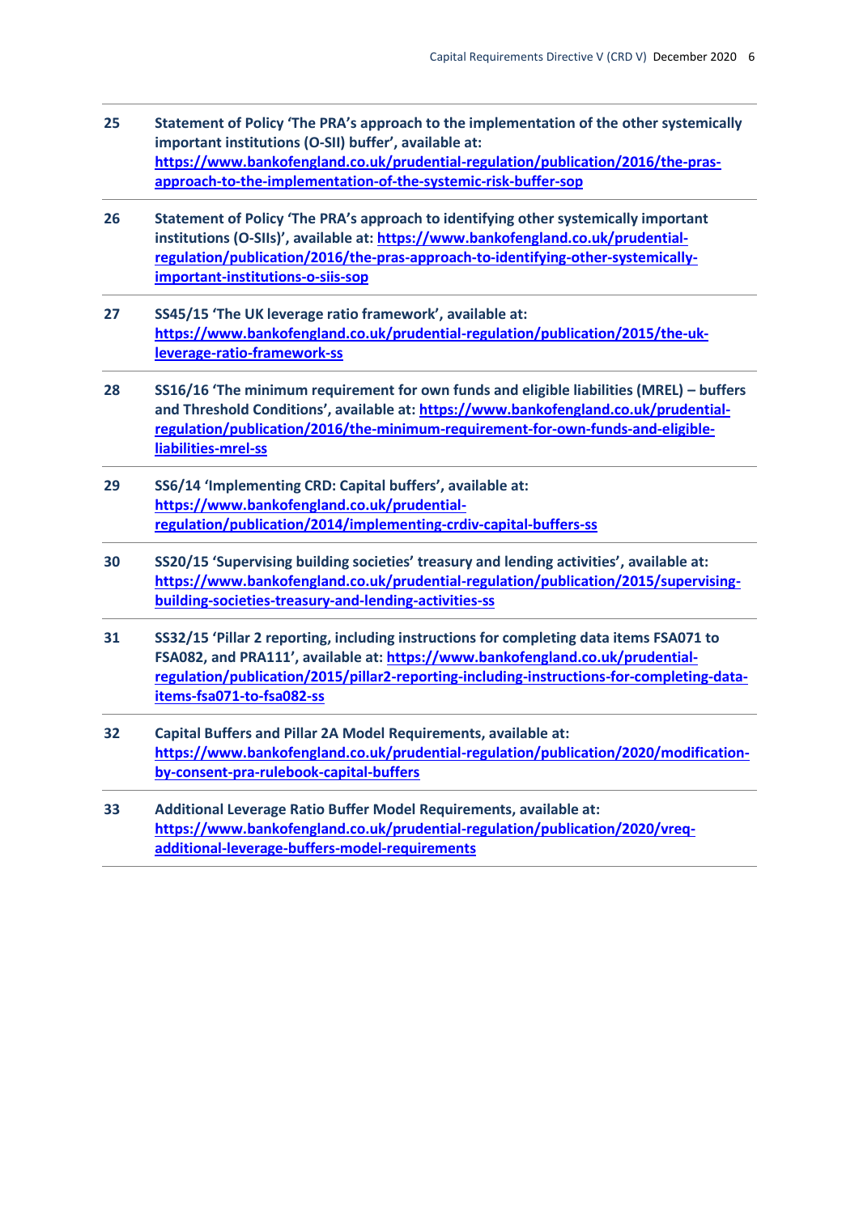25 **Statement of Policy 'The PRA's approach to the implementation of the other systemically important institutions (O-SII) buffer', available at: https://www.bankofengland.co.uk/prudential-regulation/publication/2016/the-pras-approach-to-the-implementation-of-the-systemic-risk-buffer-sop**

26 **Statement of Policy 'The PRA's approach to identifying other systemically important institutions (O-SIIs)', available at: https://www.bankofengland.co.uk/prudential-regulation/publication/2016/the-pras-approach-to-identifying-other-systemically-important-institutions-o-siis-sop**

27 **SS45/15 'The UK leverage ratio framework', available at: https://www.bankofengland.co.uk/prudential-regulation/publication/2015/the-uk-leverage-ratio-framework-ss**

28 **SS16/16 'The minimum requirement for own funds and eligible liabilities (MREL) – buffers and Threshold Conditions', available at: https://www.bankofengland.co.uk/prudential-regulation/publication/2016/the-minimum-requirement-for-own-funds-and-eligible-liabilities-mrel-ss**

29 **SS6/14 'Implementing CRD: Capital buffers', available at: https://www.bankofengland.co.uk/prudential-regulation/publication/2014/implementing-crdiv-capital-buffers-ss**

30 **SS20/15 'Supervising building societies' treasury and lending activities', available at: https://www.bankofengland.co.uk/prudential-regulation/publication/2015/supervising-building-societies-treasury-and-lending-activities-ss**

31 **SS32/15 'Pillar 2 reporting, including instructions for completing data items FSA071 to FSA082, and PRA111', available at: https://www.bankofengland.co.uk/prudential-regulation/publication/2015/pillar2-reporting-including-instructions-for-completing-data-items-fsa071-to-fsa082-ss**

32 **Capital Buffers and Pillar 2A Model Requirements, available at: https://www.bankofengland.co.uk/prudential-regulation/publication/2020/modification-by-consent-pra-rulebook-capital-buffers**

33 **Additional Leverage Ratio Buffer Model Requirements, available at: https://www.bankofengland.co.uk/prudential-regulation/publication/2020/vreq-additional-leverage-buffers-model-requirements**